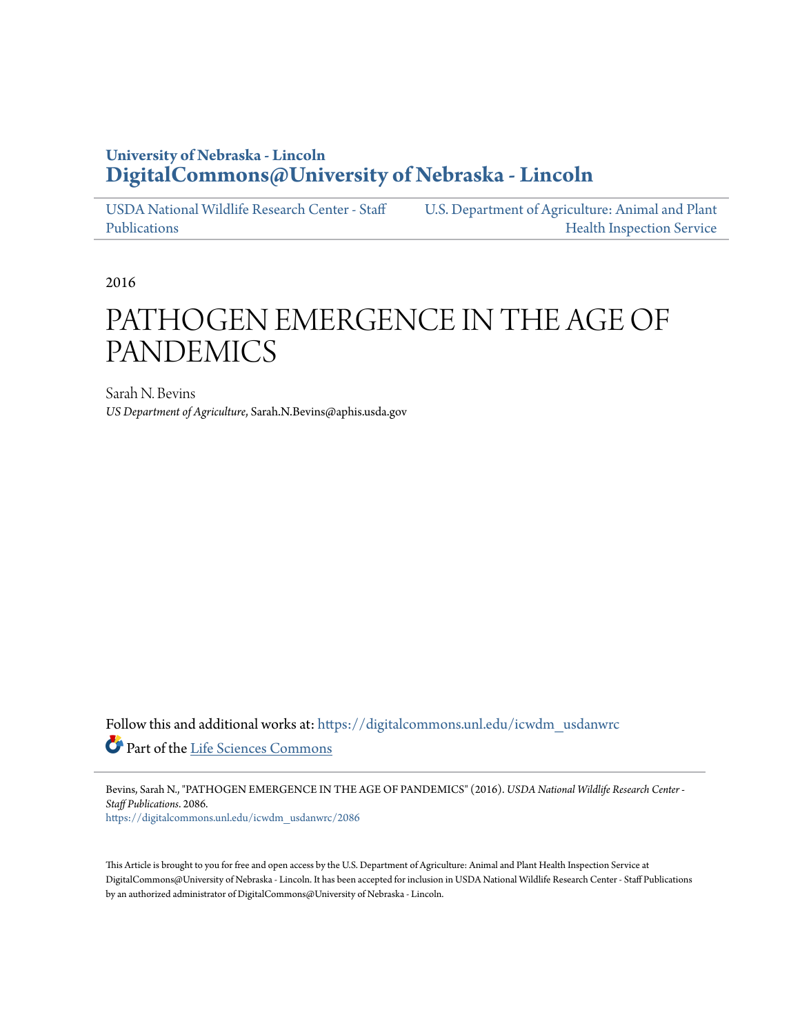**University of Nebraska - Lincoln**
**DigitalCommons@University of Nebraska - Lincoln**

USDA National Wildlife Research Center - Staff Publications | U.S. Department of Agriculture: Animal and Plant Health Inspection Service

2016

# PATHOGEN EMERGENCE IN THE AGE OF PANDEMICS

Sarah N. Bevins
*US Department of Agriculture*, Sarah.N.Bevins@aphis.usda.gov

Follow this and additional works at: https://digitalcommons.unl.edu/icwdm_usdanwrc

Part of the Life Sciences Commons

Bevins, Sarah N., "PATHOGEN EMERGENCE IN THE AGE OF PANDEMICS" (2016). *USDA National Wildlife Research Center - Staff Publications*. 2086.
https://digitalcommons.unl.edu/icwdm_usdanwrc/2086

This Article is brought to you for free and open access by the U.S. Department of Agriculture: Animal and Plant Health Inspection Service at DigitalCommons@University of Nebraska - Lincoln. It has been accepted for inclusion in USDA National Wildlife Research Center - Staff Publications by an authorized administrator of DigitalCommons@University of Nebraska - Lincoln.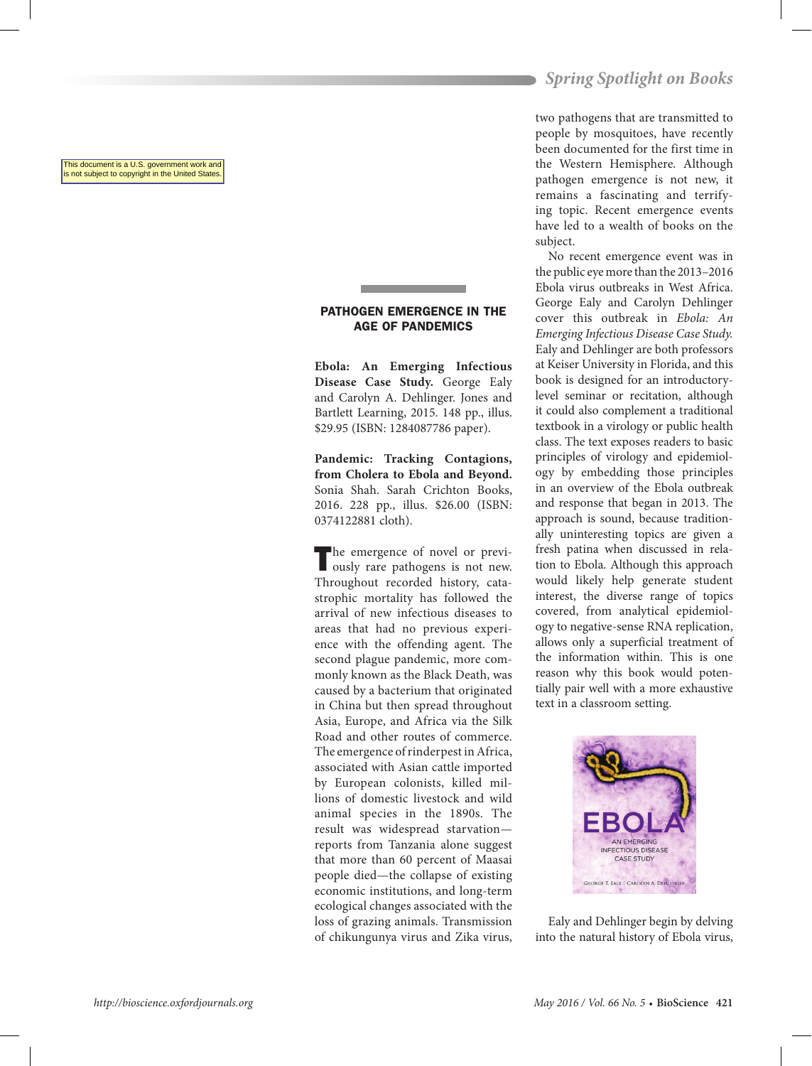This document is a U.S. government work and is not subject to copyright in the United States.

## PATHOGEN EMERGENCE IN THE AGE OF PANDEMICS

**Ebola: An Emerging Infectious Disease Case Study.** George Ealy and Carolyn A. Dehlinger. Jones and Bartlett Learning, 2015. 148 pp., illus. $29.95 (ISBN: 1284087786 paper).

**Pandemic: Tracking Contagions, from Cholera to Ebola and Beyond.** Sonia Shah. Sarah Crichton Books, 2016. 228 pp., illus. $26.00 (ISBN: 0374122881 cloth).

The emergence of novel or previously rare pathogens is not new. Throughout recorded history, catastrophic mortality has followed the arrival of new infectious diseases to areas that had no previous experience with the offending agent. The second plague pandemic, more commonly known as the Black Death, was caused by a bacterium that originated in China but then spread throughout Asia, Europe, and Africa via the Silk Road and other routes of commerce. The emergence of rinderpest in Africa, associated with Asian cattle imported by European colonists, killed millions of domestic livestock and wild animal species in the 1890s. The result was widespread starvation—reports from Tanzania alone suggest that more than 60 percent of Maasai people died—the collapse of existing economic institutions, and long-term ecological changes associated with the loss of grazing animals. Transmission of chikungunya virus and Zika virus, two pathogens that are transmitted to people by mosquitoes, have recently been documented for the first time in the Western Hemisphere. Although pathogen emergence is not new, it remains a fascinating and terrifying topic. Recent emergence events have led to a wealth of books on the subject.

No recent emergence event was in the public eye more than the 2013–2016 Ebola virus outbreaks in West Africa. George Ealy and Carolyn Dehlinger cover this outbreak in *Ebola: An Emerging Infectious Disease Case Study.* Ealy and Dehlinger are both professors at Keiser University in Florida, and this book is designed for an introductory-level seminar or recitation, although it could also complement a traditional textbook in a virology or public health class. The text exposes readers to basic principles of virology and epidemiology by embedding those principles in an overview of the Ebola outbreak and response that began in 2013. The approach is sound, because traditionally uninteresting topics are given a fresh patina when discussed in relation to Ebola. Although this approach would likely help generate student interest, the diverse range of topics covered, from analytical epidemiology to negative-sense RNA replication, allows only a superficial treatment of the information within. This is one reason why this book would potentially pair well with a more exhaustive text in a classroom setting.

Ealy and Dehlinger begin by delving into the natural history of Ebola virus,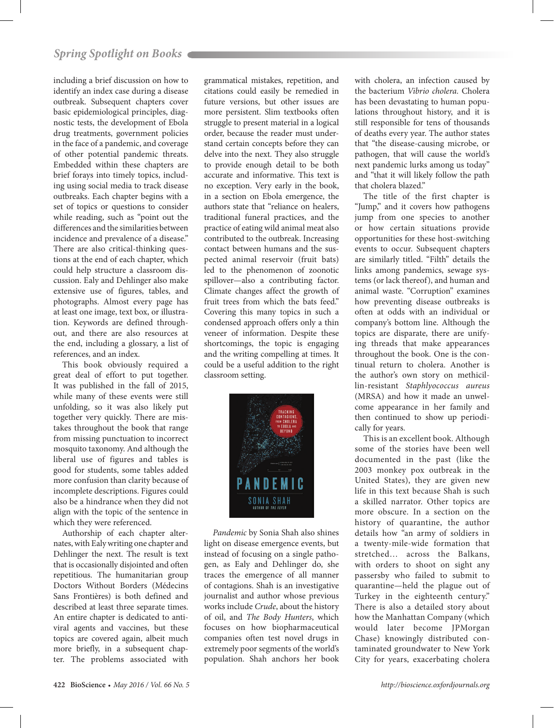including a brief discussion on how to identify an index case during a disease outbreak. Subsequent chapters cover basic epidemiological principles, diagnostic tests, the development of Ebola drug treatments, government policies in the face of a pandemic, and coverage of other potential pandemic threats. Embedded within these chapters are brief forays into timely topics, including using social media to track disease outbreaks. Each chapter begins with a set of topics or questions to consider while reading, such as "point out the differences and the similarities between incidence and prevalence of a disease." There are also critical-thinking questions at the end of each chapter, which could help structure a classroom discussion. Ealy and Dehlinger also make extensive use of figures, tables, and photographs. Almost every page has at least one image, text box, or illustration. Keywords are defined throughout, and there are also resources at the end, including a glossary, a list of references, and an index.

This book obviously required a great deal of effort to put together. It was published in the fall of 2015, while many of these events were still unfolding, so it was also likely put together very quickly. There are mistakes throughout the book that range from missing punctuation to incorrect mosquito taxonomy. And although the liberal use of figures and tables is good for students, some tables added more confusion than clarity because of incomplete descriptions. Figures could also be a hindrance when they did not align with the topic of the sentence in which they were referenced.

Authorship of each chapter alternates, with Ealy writing one chapter and Dehlinger the next. The result is text that is occasionally disjointed and often repetitious. The humanitarian group Doctors Without Borders (Médecins Sans Frontières) is both defined and described at least three separate times. An entire chapter is dedicated to antiviral agents and vaccines, but these topics are covered again, albeit much more briefly, in a subsequent chapter. The problems associated with grammatical mistakes, repetition, and citations could easily be remedied in future versions, but other issues are more persistent. Slim textbooks often struggle to present material in a logical order, because the reader must understand certain concepts before they can delve into the next. They also struggle to provide enough detail to be both accurate and informative. This text is no exception. Very early in the book, in a section on Ebola emergence, the authors state that "reliance on healers, traditional funeral practices, and the practice of eating wild animal meat also contributed to the outbreak. Increasing contact between humans and the suspected animal reservoir (fruit bats) led to the phenomenon of zoonotic spillover—also a contributing factor. Climate changes affect the growth of fruit trees from which the bats feed." Covering this many topics in such a condensed approach offers only a thin veneer of information. Despite these shortcomings, the topic is engaging and the writing compelling at times. It could be a useful addition to the right classroom setting.

*Pandemic* by Sonia Shah also shines light on disease emergence events, but instead of focusing on a single pathogen, as Ealy and Dehlinger do, she traces the emergence of all manner of contagions. Shah is an investigative journalist and author whose previous works include *Crude*, about the history of oil, and *The Body Hunters*, which focuses on how biopharmaceutical companies often test novel drugs in extremely poor segments of the world's population. Shah anchors her book with cholera, an infection caused by the bacterium *Vibrio cholera*. Cholera has been devastating to human populations throughout history, and it is still responsible for tens of thousands of deaths every year. The author states that "the disease-causing microbe, or pathogen, that will cause the world's next pandemic lurks among us today" and "that it will likely follow the path that cholera blazed."

The title of the first chapter is "Jump," and it covers how pathogens jump from one species to another or how certain situations provide opportunities for these host-switching events to occur. Subsequent chapters are similarly titled. "Filth" details the links among pandemics, sewage systems (or lack thereof), and human and animal waste. "Corruption" examines how preventing disease outbreaks is often at odds with an individual or company's bottom line. Although the topics are disparate, there are unifying threads that make appearances throughout the book. One is the continual return to cholera. Another is the author's own story on methicillin-resistant *Staphlyococcus aureus* (MRSA) and how it made an unwelcome appearance in her family and then continued to show up periodically for years.

This is an excellent book. Although some of the stories have been well documented in the past (like the 2003 monkey pox outbreak in the United States), they are given new life in this text because Shah is such a skilled narrator. Other topics are more obscure. In a section on the history of quarantine, the author details how "an army of soldiers in a twenty-mile-wide formation that stretched… across the Balkans, with orders to shoot on sight any passersby who failed to submit to quarantine—held the plague out of Turkey in the eighteenth century." There is also a detailed story about how the Manhattan Company (which would later become JPMorgan Chase) knowingly distributed contaminated groundwater to New York City for years, exacerbating cholera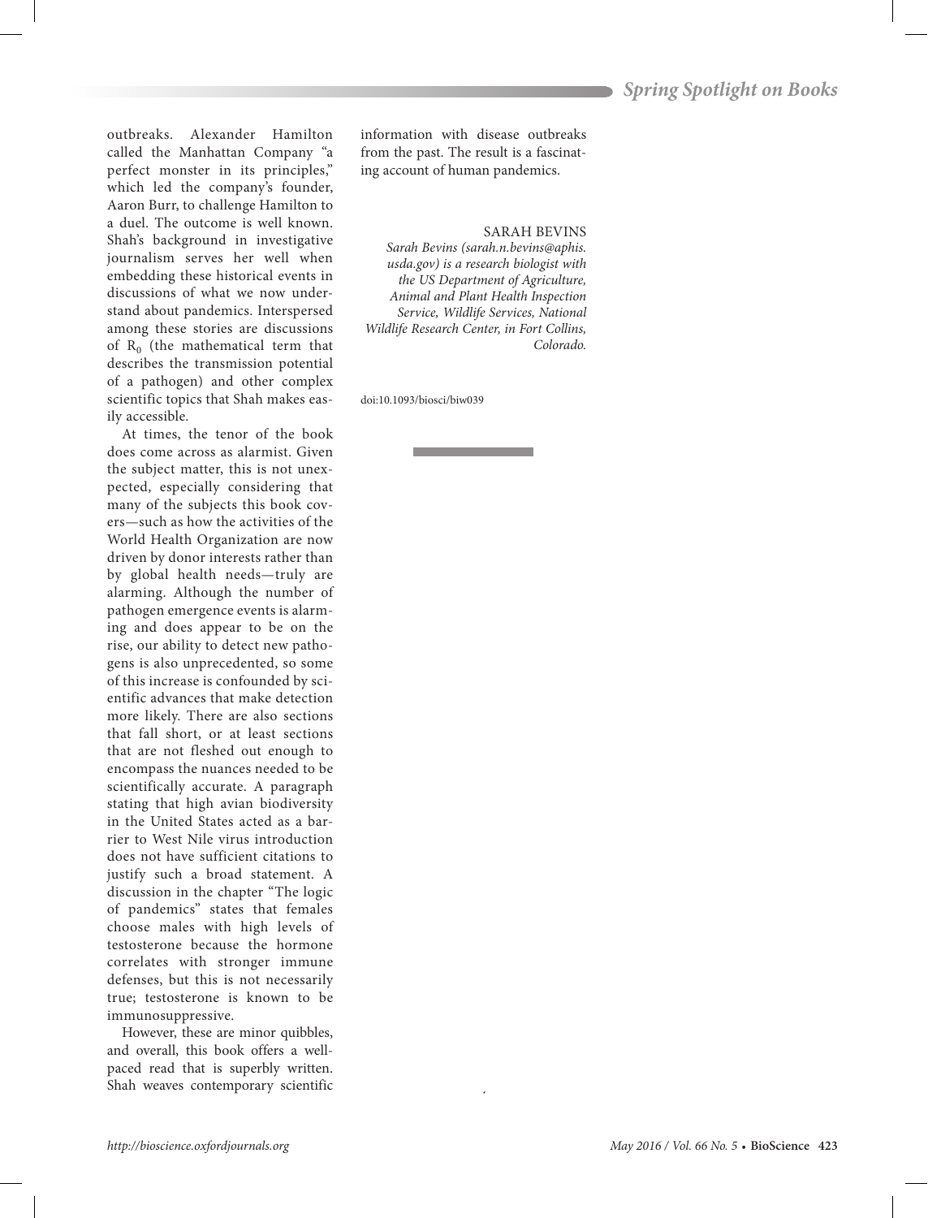outbreaks. Alexander Hamilton called the Manhattan Company "a perfect monster in its principles," which led the company's founder, Aaron Burr, to challenge Hamilton to a duel. The outcome is well known. Shah's background in investigative journalism serves her well when embedding these historical events in discussions of what we now understand about pandemics. Interspersed among these stories are discussions of $R_0$ (the mathematical term that describes the transmission potential of a pathogen) and other complex scientific topics that Shah makes easily accessible.

At times, the tenor of the book does come across as alarmist. Given the subject matter, this is not unexpected, especially considering that many of the subjects this book covers—such as how the activities of the World Health Organization are now driven by donor interests rather than by global health needs—truly are alarming. Although the number of pathogen emergence events is alarming and does appear to be on the rise, our ability to detect new pathogens is also unprecedented, so some of this increase is confounded by scientific advances that make detection more likely. There are also sections that fall short, or at least sections that are not fleshed out enough to encompass the nuances needed to be scientifically accurate. A paragraph stating that high avian biodiversity in the United States acted as a barrier to West Nile virus introduction does not have sufficient citations to justify such a broad statement. A discussion in the chapter "The logic of pandemics" states that females choose males with high levels of testosterone because the hormone correlates with stronger immune defenses, but this is not necessarily true; testosterone is known to be immunosuppressive.

However, these are minor quibbles, and overall, this book offers a well-paced read that is superbly written. Shah weaves contemporary scientific information with disease outbreaks from the past. The result is a fascinating account of human pandemics.

SARAH BEVINS

*Sarah Bevins (sarah.n.bevins@aphis.usda.gov) is a research biologist with the US Department of Agriculture, Animal and Plant Health Inspection Service, Wildlife Services, National Wildlife Research Center, in Fort Collins, Colorado.*

doi:10.1093/biosci/biw039